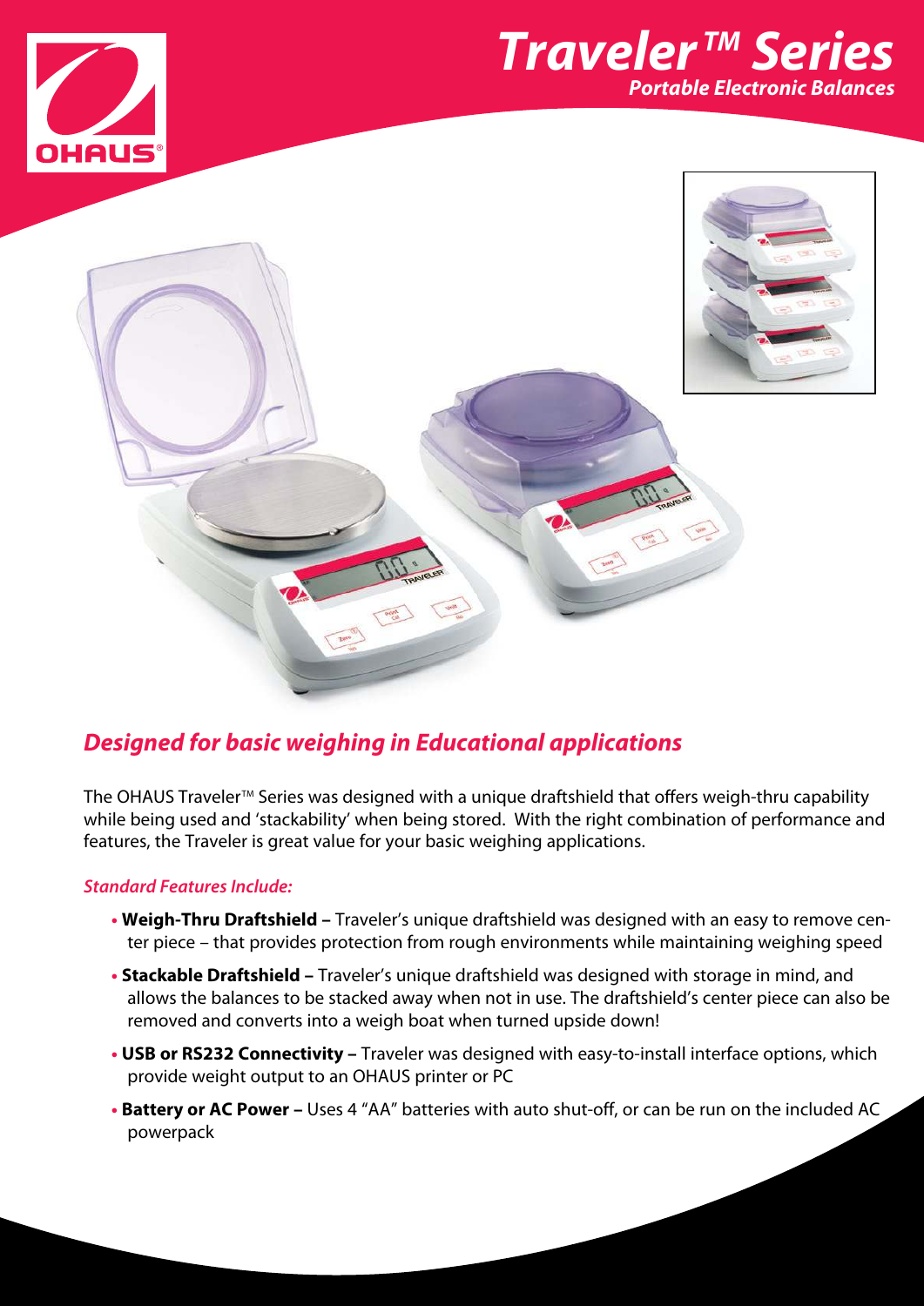# Traveler™ Series

***Portable Electronic Balances***

## *Designed for basic weighing in Educational applications*

The OHAUS Traveler™ Series was designed with a unique draftshield that offers weigh-thru capability while being used and 'stackability' when being stored. With the right combination of performance and features, the Traveler is great value for your basic weighing applications.

***Standard Features Include:***

- **Weigh-Thru Draftshield –** Traveler's unique draftshield was designed with an easy to remove center piece – that provides protection from rough environments while maintaining weighing speed
- **Stackable Draftshield –** Traveler's unique draftshield was designed with storage in mind, and allows the balances to be stacked away when not in use. The draftshield's center piece can also be removed and converts into a weigh boat when turned upside down!
- **USB or RS232 Connectivity –** Traveler was designed with easy-to-install interface options, which provide weight output to an OHAUS printer or PC
- **Battery or AC Power –** Uses 4 "AA" batteries with auto shut-off, or can be run on the included AC powerpack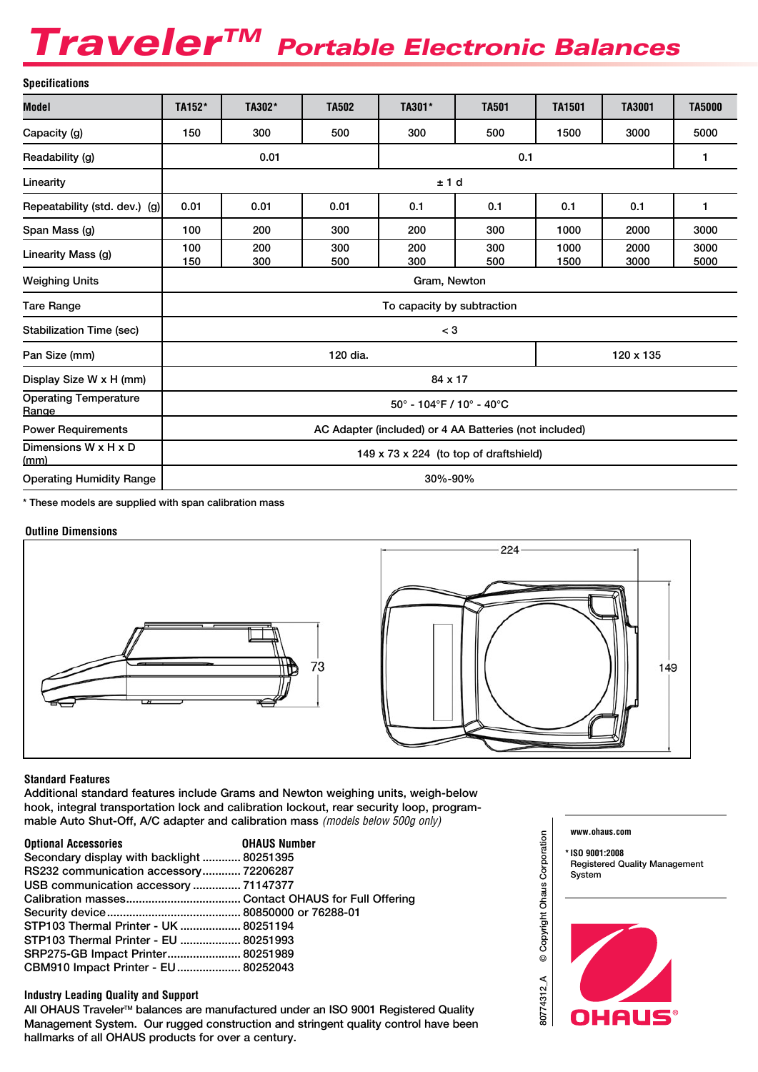# Traveler™ Portable Electronic Balances

## Specifications

| Model | TA152* | TA302* | TA502 | TA301* | TA501 | TA1501 | TA3001 | TA5000 |
|---|---|---|---|---|---|---|---|---|
| Capacity (g) | 150 | 300 | 500 | 300 | 500 | 1500 | 3000 | 5000 |
| Readability (g) | 0.01 | | | 0.1 | | | | 1 |
| Linearity | ± 1 d | | | | | | | |
| Repeatability (std. dev.) (g) | 0.01 | 0.01 | 0.01 | 0.1 | 0.1 | 0.1 | 0.1 | 1 |
| Span Mass (g) | 100 | 200 | 300 | 200 | 300 | 1000 | 2000 | 3000 |
| Linearity Mass (g) | 100<br>150 | 200<br>300 | 300<br>500 | 200<br>300 | 300<br>500 | 1000<br>1500 | 2000<br>3000 | 3000<br>5000 |
| Weighing Units | Gram, Newton | | | | | | | |
| Tare Range | To capacity by subtraction | | | | | | | |
| Stabilization Time (sec) | < 3 | | | | | | | |
| Pan Size (mm) | 120 dia. | | | | | 120 x 135 | | |
| Display Size W x H (mm) | 84 x 17 | | | | | | | |
| Operating Temperature Range | 50° - 104°F / 10° - 40°C | | | | | | | |
| Power Requirements | AC Adapter (included) or 4 AA Batteries (not included) | | | | | | | |
| Dimensions W x H x D (mm) | 149 x 73 x 224 (to top of draftshield) | | | | | | | |
| Operating Humidity Range | 30%-90% | | | | | | | |

\* These models are supplied with span calibration mass

## Outline Dimensions

73

224

149

## Standard Features

Additional standard features include Grams and Newton weighing units, weigh-below hook, integral transportation lock and calibration lockout, rear security loop, programmable Auto Shut-Off, A/C adapter and calibration mass *(models below 500g only)*

| Optional Accessories | OHAUS Number |
|---|---|
| Secondary display with backlight | 80251395 |
| RS232 communication accessory | 72206287 |
| USB communication accessory | 71147377 |
| Calibration masses | Contact OHAUS for Full Offering |
| Security device | 80850000 or 76288-01 |
| STP103 Thermal Printer - UK | 80251194 |
| STP103 Thermal Printer - EU | 80251993 |
| SRP275-GB Impact Printer | 80251989 |
| CBM910 Impact Printer - EU | 80252043 |

## Industry Leading Quality and Support

All OHAUS Traveler™ balances are manufactured under an ISO 9001 Registered Quality Management System. Our rugged construction and stringent quality control have been hallmarks of all OHAUS products for over a century.

www.ohaus.com

\* ISO 9001:2008
Registered Quality Management System

80774312_A © Copyright Ohaus Corporation

OHAUS®